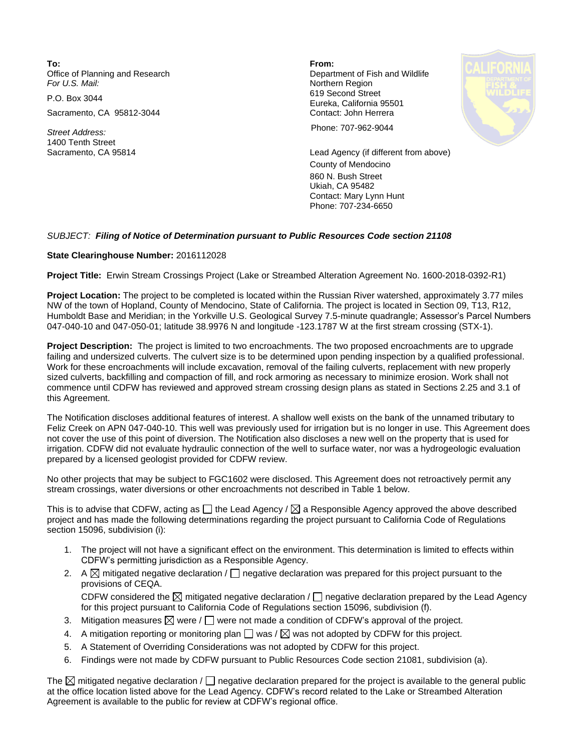**To:**
Office of Planning and Research
*For U.S. Mail:*

P.O. Box 3044

Sacramento, CA 95812-3044

*Street Address:*
1400 Tenth Street
Sacramento, CA 95814

**From:**
Department of Fish and Wildlife
Northern Region
619 Second Street
Eureka, California 95501
Contact: John Herrera

Phone: 707-962-9044

Lead Agency (if different from above)
County of Mendocino
860 N. Bush Street
Ukiah, CA 95482
Contact: Mary Lynn Hunt
Phone: 707-234-6650

*SUBJECT: **Filing of Notice of Determination pursuant to Public Resources Code section 21108***

**State Clearinghouse Number:** 2016112028

**Project Title:** Erwin Stream Crossings Project (Lake or Streambed Alteration Agreement No. 1600-2018-0392-R1)

**Project Location:** The project to be completed is located within the Russian River watershed, approximately 3.77 miles NW of the town of Hopland, County of Mendocino, State of California. The project is located in Section 09, T13, R12, Humboldt Base and Meridian; in the Yorkville U.S. Geological Survey 7.5-minute quadrangle; Assessor's Parcel Numbers 047-040-10 and 047-050-01; latitude 38.9976 N and longitude -123.1787 W at the first stream crossing (STX-1).

**Project Description:** The project is limited to two encroachments. The two proposed encroachments are to upgrade failing and undersized culverts. The culvert size is to be determined upon pending inspection by a qualified professional. Work for these encroachments will include excavation, removal of the failing culverts, replacement with new properly sized culverts, backfilling and compaction of fill, and rock armoring as necessary to minimize erosion. Work shall not commence until CDFW has reviewed and approved stream crossing design plans as stated in Sections 2.25 and 3.1 of this Agreement.

The Notification discloses additional features of interest. A shallow well exists on the bank of the unnamed tributary to Feliz Creek on APN 047-040-10. This well was previously used for irrigation but is no longer in use. This Agreement does not cover the use of this point of diversion. The Notification also discloses a new well on the property that is used for irrigation. CDFW did not evaluate hydraulic connection of the well to surface water, nor was a hydrogeologic evaluation prepared by a licensed geologist provided for CDFW review.

No other projects that may be subject to FGC1602 were disclosed. This Agreement does not retroactively permit any stream crossings, water diversions or other encroachments not described in Table 1 below.

This is to advise that CDFW, acting as ☐ the Lead Agency / ☒ a Responsible Agency approved the above described project and has made the following determinations regarding the project pursuant to California Code of Regulations section 15096, subdivision (i):

1. The project will not have a significant effect on the environment. This determination is limited to effects within CDFW's permitting jurisdiction as a Responsible Agency.
2. A ☒ mitigated negative declaration / ☐ negative declaration was prepared for this project pursuant to the provisions of CEQA.
   CDFW considered the ☒ mitigated negative declaration / ☐ negative declaration prepared by the Lead Agency for this project pursuant to California Code of Regulations section 15096, subdivision (f).
3. Mitigation measures ☒ were / ☐ were not made a condition of CDFW's approval of the project.
4. A mitigation reporting or monitoring plan ☐ was / ☒ was not adopted by CDFW for this project.
5. A Statement of Overriding Considerations was not adopted by CDFW for this project.
6. Findings were not made by CDFW pursuant to Public Resources Code section 21081, subdivision (a).

The ☒ mitigated negative declaration / ☐ negative declaration prepared for the project is available to the general public at the office location listed above for the Lead Agency. CDFW's record related to the Lake or Streambed Alteration Agreement is available to the public for review at CDFW's regional office.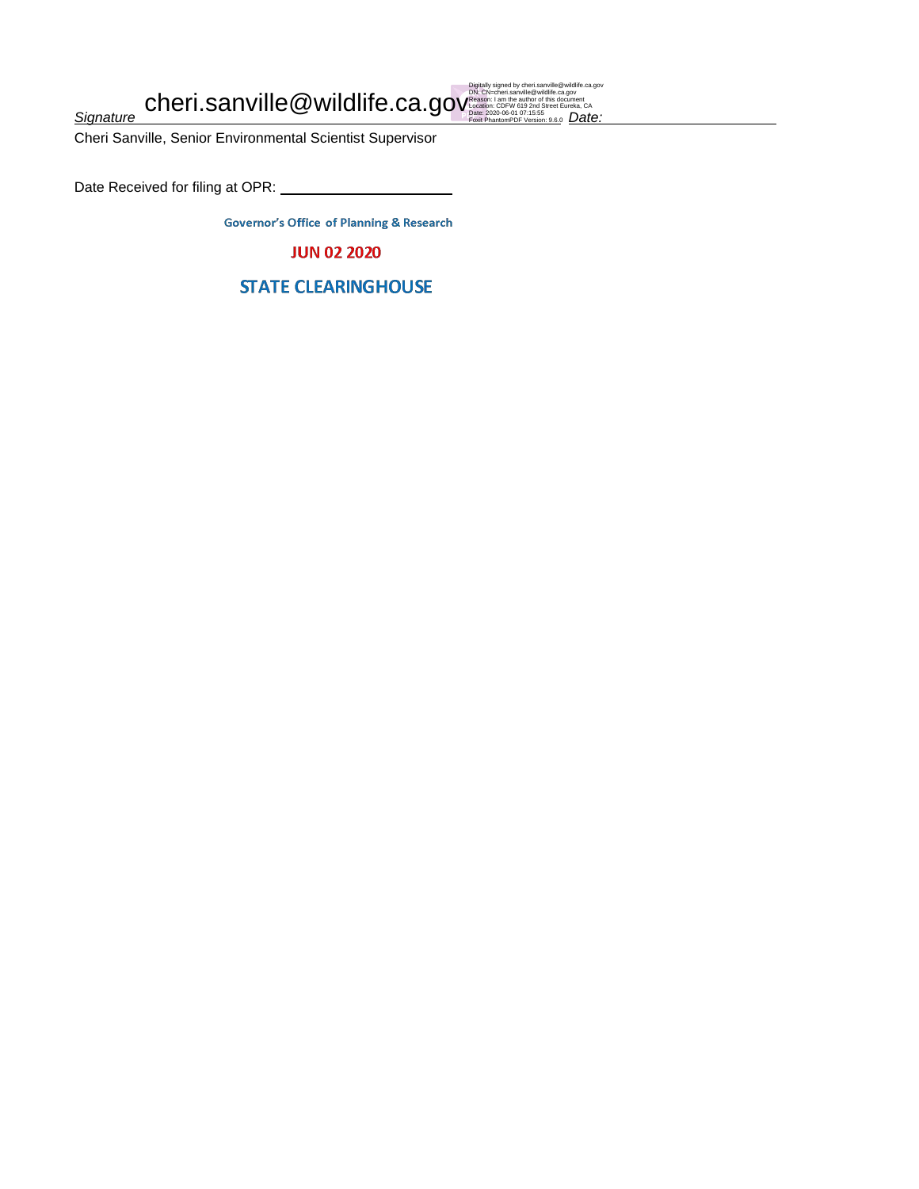*Signature* cheri.sanville@wildlife.ca.gov

Digitally signed by cheri.sanville@wildlife.ca.gov
DN: CN=cheri.sanville@wildlife.ca.gov
Reason: I am the author of this document
Location: CDFW 619 2nd Street Eureka, CA
Date: 2020-06-01 07:15:55
Foxit PhantomPDF Version: 9.6.0

*Date:* ______________________

Cheri Sanville, Senior Environmental Scientist Supervisor

Date Received for filing at OPR: ______________________

Governor's Office of Planning & Research

JUN 02 2020

STATE CLEARINGHOUSE